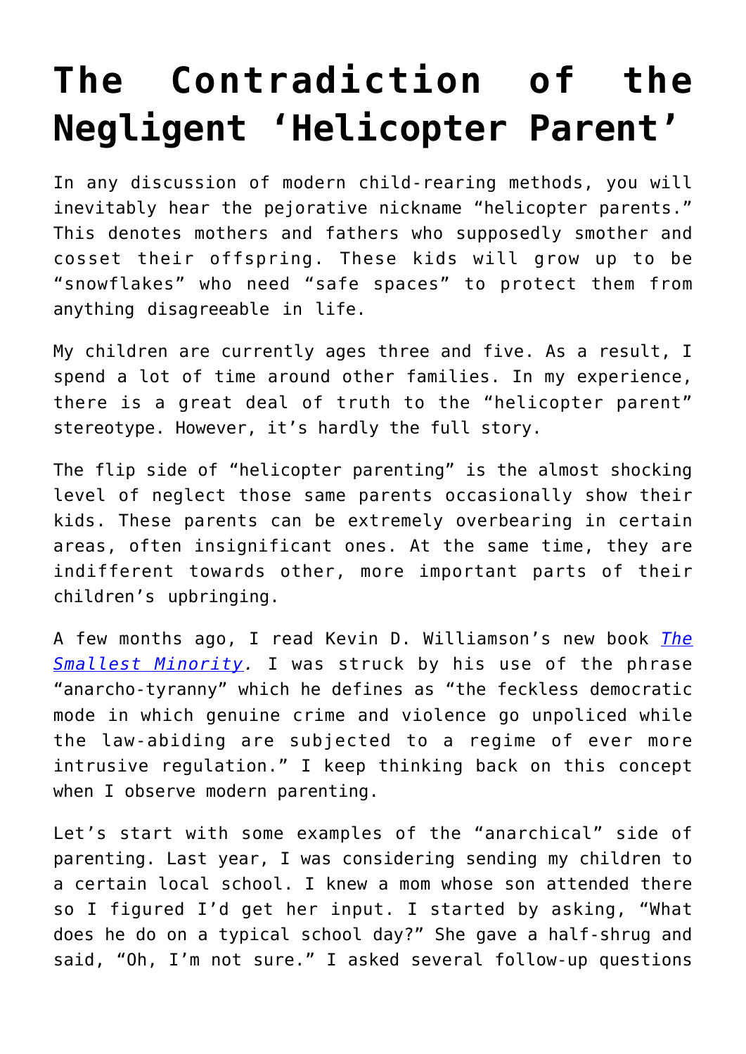# The Contradiction of the Negligent 'Helicopter Parent'

In any discussion of modern child-rearing methods, you will inevitably hear the pejorative nickname "helicopter parents." This denotes mothers and fathers who supposedly smother and cosset their offspring. These kids will grow up to be "snowflakes" who need "safe spaces" to protect them from anything disagreeable in life.

My children are currently ages three and five. As a result, I spend a lot of time around other families. In my experience, there is a great deal of truth to the "helicopter parent" stereotype. However, it's hardly the full story.

The flip side of "helicopter parenting" is the almost shocking level of neglect those same parents occasionally show their kids. These parents can be extremely overbearing in certain areas, often insignificant ones. At the same time, they are indifferent towards other, more important parts of their children's upbringing.

A few months ago, I read Kevin D. Williamson's new book [*The Smallest Minority*](). I was struck by his use of the phrase "anarcho-tyranny" which he defines as "the feckless democratic mode in which genuine crime and violence go unpoliced while the law-abiding are subjected to a regime of ever more intrusive regulation." I keep thinking back on this concept when I observe modern parenting.

Let's start with some examples of the "anarchical" side of parenting. Last year, I was considering sending my children to a certain local school. I knew a mom whose son attended there so I figured I'd get her input. I started by asking, "What does he do on a typical school day?" She gave a half-shrug and said, "Oh, I'm not sure." I asked several follow-up questions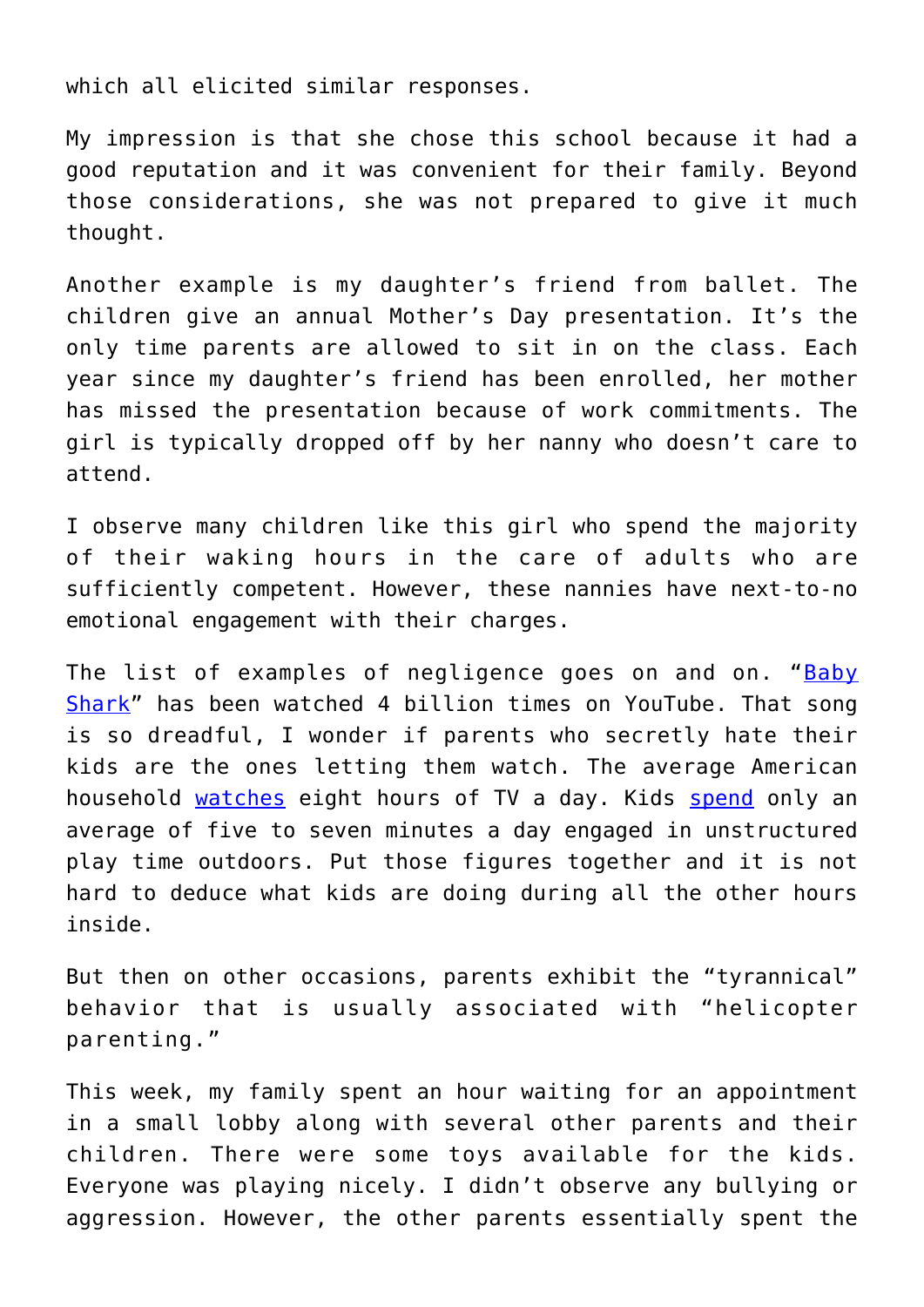which all elicited similar responses.

My impression is that she chose this school because it had a good reputation and it was convenient for their family. Beyond those considerations, she was not prepared to give it much thought.

Another example is my daughter's friend from ballet. The children give an annual Mother's Day presentation. It's the only time parents are allowed to sit in on the class. Each year since my daughter's friend has been enrolled, her mother has missed the presentation because of work commitments. The girl is typically dropped off by her nanny who doesn't care to attend.

I observe many children like this girl who spend the majority of their waking hours in the care of adults who are sufficiently competent. However, these nannies have next-to-no emotional engagement with their charges.

The list of examples of negligence goes on and on. "Baby Shark" has been watched 4 billion times on YouTube. That song is so dreadful, I wonder if parents who secretly hate their kids are the ones letting them watch. The average American household watches eight hours of TV a day. Kids spend only an average of five to seven minutes a day engaged in unstructured play time outdoors. Put those figures together and it is not hard to deduce what kids are doing during all the other hours inside.

But then on other occasions, parents exhibit the "tyrannical" behavior that is usually associated with "helicopter parenting."

This week, my family spent an hour waiting for an appointment in a small lobby along with several other parents and their children. There were some toys available for the kids. Everyone was playing nicely. I didn't observe any bullying or aggression. However, the other parents essentially spent the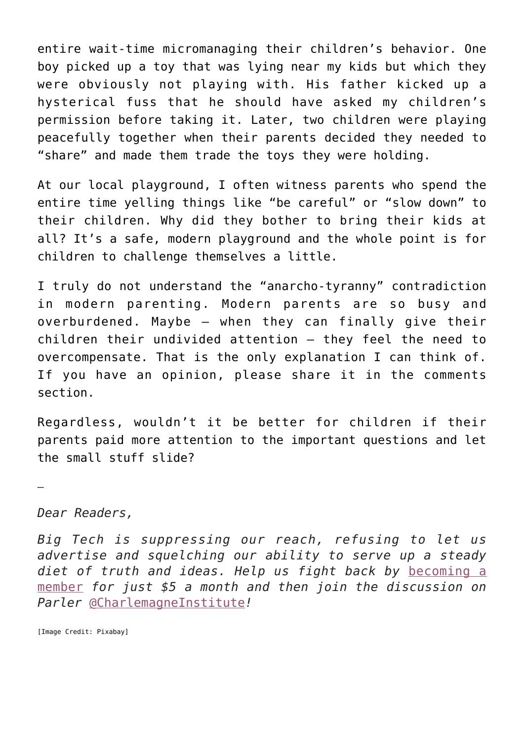entire wait-time micromanaging their children's behavior. One boy picked up a toy that was lying near my kids but which they were obviously not playing with. His father kicked up a hysterical fuss that he should have asked my children's permission before taking it. Later, two children were playing peacefully together when their parents decided they needed to "share" and made them trade the toys they were holding.

At our local playground, I often witness parents who spend the entire time yelling things like "be careful" or "slow down" to their children. Why did they bother to bring their kids at all? It's a safe, modern playground and the whole point is for children to challenge themselves a little.

I truly do not understand the "anarcho-tyranny" contradiction in modern parenting. Modern parents are so busy and overburdened. Maybe – when they can finally give their children their undivided attention – they feel the need to overcompensate. That is the only explanation I can think of. If you have an opinion, please share it in the comments section.

Regardless, wouldn't it be better for children if their parents paid more attention to the important questions and let the small stuff slide?

—

*Dear Readers,*

*Big Tech is suppressing our reach, refusing to let us advertise and squelching our ability to serve up a steady diet of truth and ideas. Help us fight back by* [becoming a member](#) *for just $5 a month and then join the discussion on Parler* [@CharlemagneInstitute](#)*!*

[Image Credit: Pixabay]